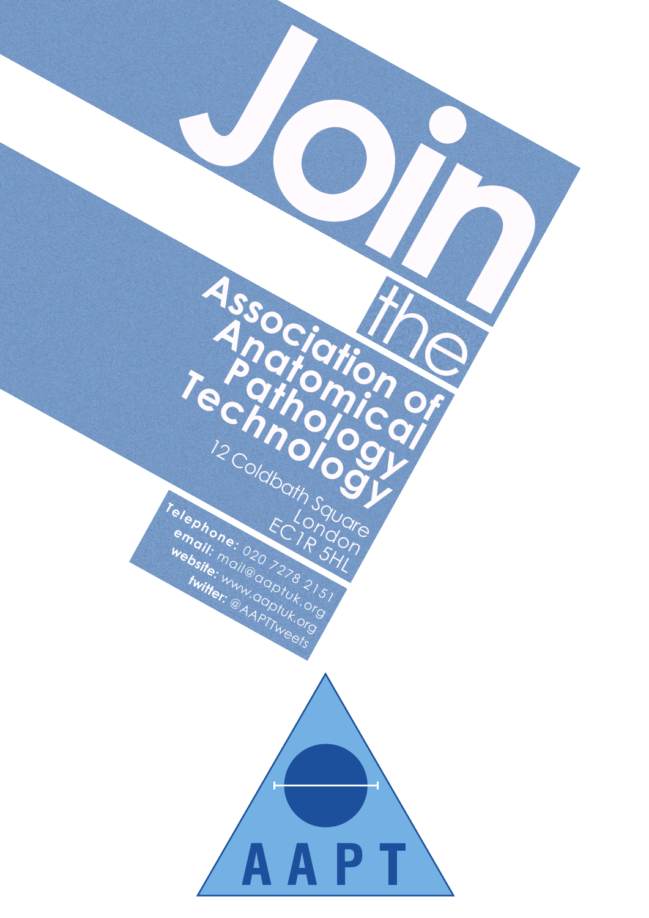# Join the Association of Anatomical Pathology Technology

12 Coldbath Square
London
EC1R 5HL

**Telephone:** 020 7278 2151
**email:** mail@aaptuk.org
**website:** www.aaptuk.org
**twitter:** @AAPTTweets

AAPT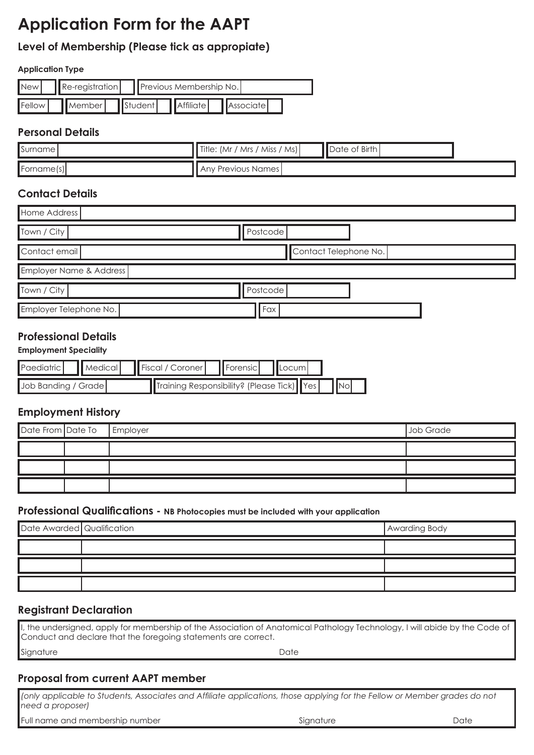# Application Form for the AAPT

## Level of Membership (Please tick as appropiate)

**Application Type**

| New | | Re-registration | | Previous Membership No. | |
|---|---|---|---|---|---|

| Fellow | | Member | | Student | | Affiliate | | Associate | |
|---|---|---|---|---|---|---|---|---|---|

## Personal Details

| Surname | | Title: (Mr / Mrs / Miss / Ms) | | Date of Birth | |
|---|---|---|---|---|---|
| Forname(s) | | Any Previous Names | | | |

## Contact Details

| Home Address | | | |
|---|---|---|---|
| Town / City | | Postcode | |
| Contact email | | Contact Telephone No. | |
| Employer Name & Address | | | |
| Town / City | | Postcode | |
| Employer Telephone No. | | Fax | |

## Professional Details

**Employment Speciality**

| Paediatric | | Medical | | Fiscal / Coroner | | Forensic | | Locum | |
|---|---|---|---|---|---|---|---|---|---|

| Job Banding / Grade | | Training Responsibility? (Please Tick) | Yes | | No | |
|---|---|---|---|---|---|---|

## Employment History

| Date From | Date To | Employer | Job Grade |
|---|---|---|---|
| | | | |
| | | | |
| | | | |

## Professional Qualifications - NB Photocopies must be included with your application

| Date Awarded | Qualification | Awarding Body |
|---|---|---|
| | | |
| | | |
| | | |

## Registrant Declaration

I, the undersigned, apply for membership of the Association of Anatomical Pathology Technology, I will abide by the Code of Conduct and declare that the foregoing statements are correct.

Signature Date

## Proposal from current AAPT member

*(only applicable to Students, Associates and Affiliate applications, those applying for the Fellow or Member grades do not need a proposer)*

Full name and membership number Signature Date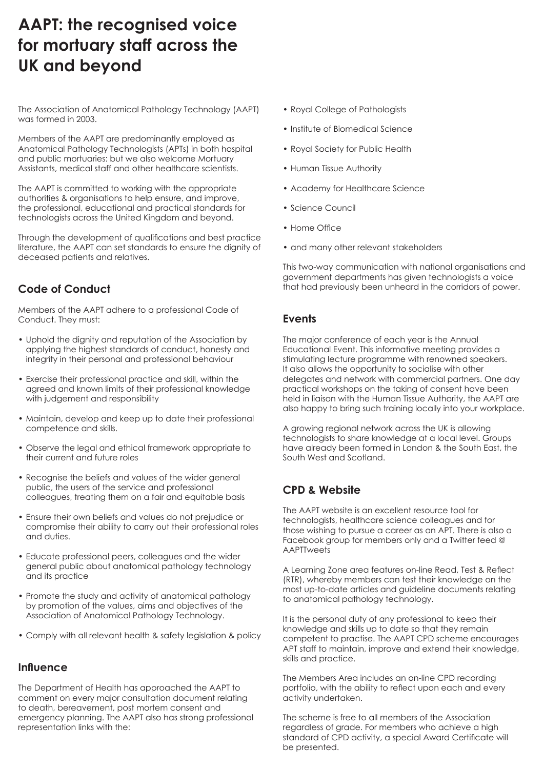# AAPT: the recognised voice for mortuary staff across the UK and beyond

The Association of Anatomical Pathology Technology (AAPT) was formed in 2003.

Members of the AAPT are predominantly employed as Anatomical Pathology Technologists (APTs) in both hospital and public mortuaries: but we also welcome Mortuary Assistants, medical staff and other healthcare scientists.

The AAPT is committed to working with the appropriate authorities & organisations to help ensure, and improve, the professional, educational and practical standards for technologists across the United Kingdom and beyond.

Through the development of qualifications and best practice literature, the AAPT can set standards to ensure the dignity of deceased patients and relatives.

## Code of Conduct

Members of the AAPT adhere to a professional Code of Conduct. They must:

- Uphold the dignity and reputation of the Association by applying the highest standards of conduct, honesty and integrity in their personal and professional behaviour
- Exercise their professional practice and skill, within the agreed and known limits of their professional knowledge with judgement and responsibility
- Maintain, develop and keep up to date their professional competence and skills.
- Observe the legal and ethical framework appropriate to their current and future roles
- Recognise the beliefs and values of the wider general public, the users of the service and professional colleagues, treating them on a fair and equitable basis
- Ensure their own beliefs and values do not prejudice or compromise their ability to carry out their professional roles and duties.
- Educate professional peers, colleagues and the wider general public about anatomical pathology technology and its practice
- Promote the study and activity of anatomical pathology by promotion of the values, aims and objectives of the Association of Anatomical Pathology Technology.
- Comply with all relevant health & safety legislation & policy

## Influence

The Department of Health has approached the AAPT to comment on every major consultation document relating to death, bereavement, post mortem consent and emergency planning. The AAPT also has strong professional representation links with the:

- Royal College of Pathologists
- Institute of Biomedical Science
- Royal Society for Public Health
- Human Tissue Authority
- Academy for Healthcare Science
- Science Council
- Home Office
- and many other relevant stakeholders

This two-way communication with national organisations and government departments has given technologists a voice that had previously been unheard in the corridors of power.

## Events

The major conference of each year is the Annual Educational Event. This informative meeting provides a stimulating lecture programme with renowned speakers. It also allows the opportunity to socialise with other delegates and network with commercial partners. One day practical workshops on the taking of consent have been held in liaison with the Human Tissue Authority, the AAPT are also happy to bring such training locally into your workplace.

A growing regional network across the UK is allowing technologists to share knowledge at a local level. Groups have already been formed in London & the South East, the South West and Scotland.

## CPD & Website

The AAPT website is an excellent resource tool for technologists, healthcare science colleagues and for those wishing to pursue a career as an APT. There is also a Facebook group for members only and a Twitter feed @ AAPTTweets

A Learning Zone area features on-line Read, Test & Reflect (RTR), whereby members can test their knowledge on the most up-to-date articles and guideline documents relating to anatomical pathology technology.

It is the personal duty of any professional to keep their knowledge and skills up to date so that they remain competent to practise. The AAPT CPD scheme encourages APT staff to maintain, improve and extend their knowledge, skills and practice.

The Members Area includes an on-line CPD recording portfolio, with the ability to reflect upon each and every activity undertaken.

The scheme is free to all members of the Association regardless of grade. For members who achieve a high standard of CPD activity, a special Award Certificate will be presented.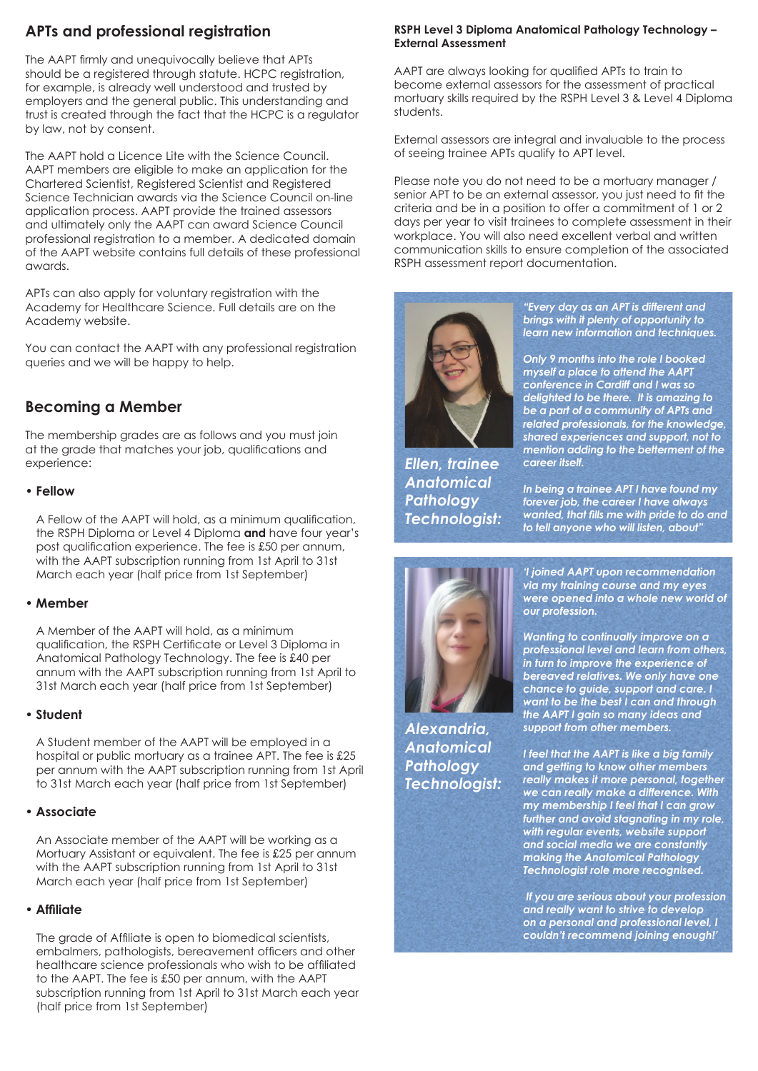## APTs and professional registration

The AAPT firmly and unequivocally believe that APTs should be a registered through statute. HCPC registration, for example, is already well understood and trusted by employers and the general public. This understanding and trust is created through the fact that the HCPC is a regulator by law, not by consent.

The AAPT hold a Licence Lite with the Science Council. AAPT members are eligible to make an application for the Chartered Scientist, Registered Scientist and Registered Science Technician awards via the Science Council on-line application process. AAPT provide the trained assessors and ultimately only the AAPT can award Science Council professional registration to a member. A dedicated domain of the AAPT website contains full details of these professional awards.

APTs can also apply for voluntary registration with the Academy for Healthcare Science. Full details are on the Academy website.

You can contact the AAPT with any professional registration queries and we will be happy to help.

## Becoming a Member

The membership grades are as follows and you must join at the grade that matches your job, qualifications and experience:

- **Fellow**

  A Fellow of the AAPT will hold, as a minimum qualification, the RSPH Diploma or Level 4 Diploma **and** have four year's post qualification experience. The fee is £50 per annum, with the AAPT subscription running from 1st April to 31st March each year (half price from 1st September)

- **Member**

  A Member of the AAPT will hold, as a minimum qualification, the RSPH Certificate or Level 3 Diploma in Anatomical Pathology Technology. The fee is £40 per annum with the AAPT subscription running from 1st April to 31st March each year (half price from 1st September)

- **Student**

  A Student member of the AAPT will be employed in a hospital or public mortuary as a trainee APT. The fee is £25 per annum with the AAPT subscription running from 1st April to 31st March each year (half price from 1st September)

- **Associate**

  An Associate member of the AAPT will be working as a Mortuary Assistant or equivalent. The fee is £25 per annum with the AAPT subscription running from 1st April to 31st March each year (half price from 1st September)

- **Affiliate**

  The grade of Affiliate is open to biomedical scientists, embalmers, pathologists, bereavement officers and other healthcare science professionals who wish to be affiliated to the AAPT. The fee is £50 per annum, with the AAPT subscription running from 1st April to 31st March each year (half price from 1st September)

### RSPH Level 3 Diploma Anatomical Pathology Technology – External Assessment

AAPT are always looking for qualified APTs to train to become external assessors for the assessment of practical mortuary skills required by the RSPH Level 3 & Level 4 Diploma students.

External assessors are integral and invaluable to the process of seeing trainee APTs qualify to APT level.

Please note you do not need to be a mortuary manager / senior APT to be an external assessor, you just need to fit the criteria and be in a position to offer a commitment of 1 or 2 days per year to visit trainees to complete assessment in their workplace. You will also need excellent verbal and written communication skills to ensure completion of the associated RSPH assessment report documentation.

***Ellen, trainee Anatomical Pathology Technologist:***

*"Every day as an APT is different and brings with it plenty of opportunity to learn new information and techniques.*

*Only 9 months into the role I booked myself a place to attend the AAPT conference in Cardiff and I was so delighted to be there. It is amazing to be a part of a community of APTs and related professionals, for the knowledge, shared experiences and support, not to mention adding to the betterment of the career itself.*

*In being a trainee APT I have found my forever job, the career I have always wanted, that fills me with pride to do and to tell anyone who will listen, about"*

***Alexandria, Anatomical Pathology Technologist:***

*'I joined AAPT upon recommendation via my training course and my eyes were opened into a whole new world of our profession.*

*Wanting to continually improve on a professional level and learn from others, in turn to improve the experience of bereaved relatives. We only have one chance to guide, support and care. I want to be the best I can and through the AAPT I gain so many ideas and support from other members.*

*I feel that the AAPT is like a big family and getting to know other members really makes it more personal, together we can really make a difference. With my membership I feel that I can grow further and avoid stagnating in my role, with regular events, website support and social media we are constantly making the Anatomical Pathology Technologist role more recognised.*

*If you are serious about your profession and really want to strive to develop on a personal and professional level, I couldn't recommend joining enough!'*